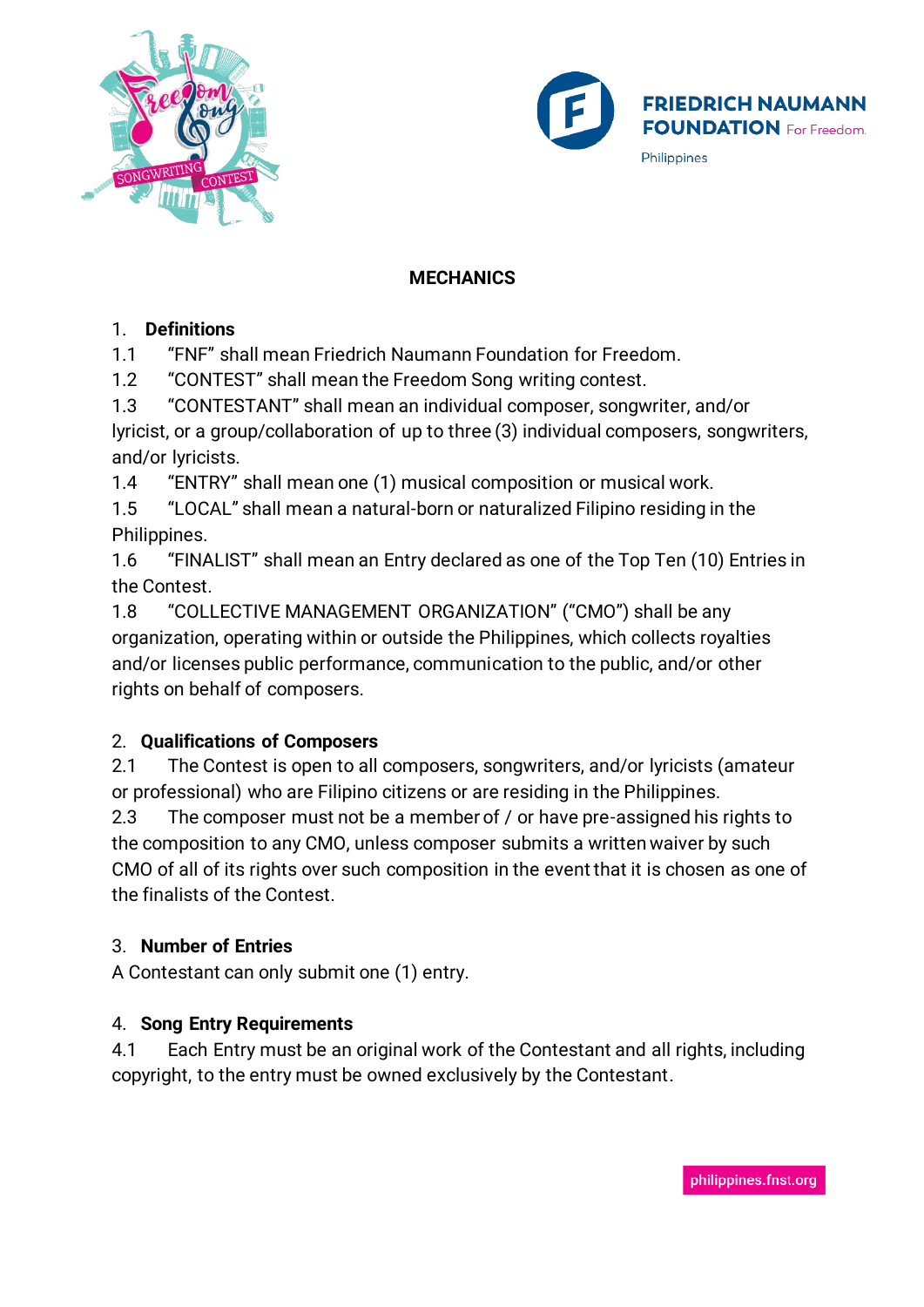# MECHANICS

## 1. Definitions

1.1 "FNF" shall mean Friedrich Naumann Foundation for Freedom.

1.2 "CONTEST" shall mean the Freedom Song writing contest.

1.3 "CONTESTANT" shall mean an individual composer, songwriter, and/or lyricist, or a group/collaboration of up to three (3) individual composers, songwriters, and/or lyricists.

1.4 "ENTRY" shall mean one (1) musical composition or musical work.

1.5 "LOCAL" shall mean a natural-born or naturalized Filipino residing in the Philippines.

1.6 "FINALIST" shall mean an Entry declared as one of the Top Ten (10) Entries in the Contest.

1.8 "COLLECTIVE MANAGEMENT ORGANIZATION" ("CMO") shall be any organization, operating within or outside the Philippines, which collects royalties and/or licenses public performance, communication to the public, and/or other rights on behalf of composers.

## 2. Qualifications of Composers

2.1 The Contest is open to all composers, songwriters, and/or lyricists (amateur or professional) who are Filipino citizens or are residing in the Philippines.

2.3 The composer must not be a member of / or have pre-assigned his rights to the composition to any CMO, unless composer submits a written waiver by such CMO of all of its rights over such composition in the event that it is chosen as one of the finalists of the Contest.

## 3. Number of Entries

A Contestant can only submit one (1) entry.

## 4. Song Entry Requirements

4.1 Each Entry must be an original work of the Contestant and all rights, including copyright, to the entry must be owned exclusively by the Contestant.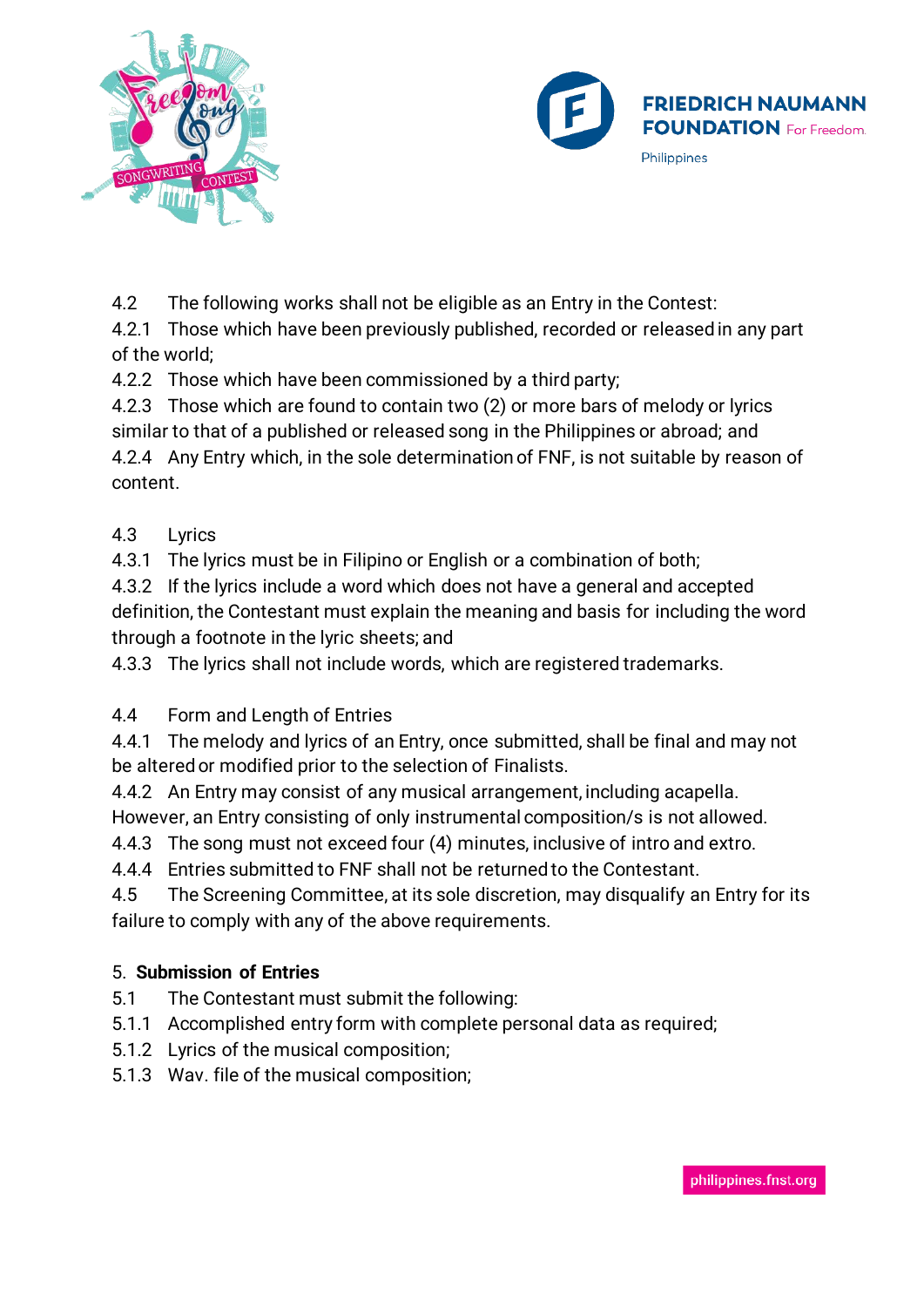4.2 The following works shall not be eligible as an Entry in the Contest:

4.2.1 Those which have been previously published, recorded or released in any part of the world;

4.2.2 Those which have been commissioned by a third party;

4.2.3 Those which are found to contain two (2) or more bars of melody or lyrics similar to that of a published or released song in the Philippines or abroad; and

4.2.4 Any Entry which, in the sole determination of FNF, is not suitable by reason of content.

4.3 Lyrics

4.3.1 The lyrics must be in Filipino or English or a combination of both;

4.3.2 If the lyrics include a word which does not have a general and accepted definition, the Contestant must explain the meaning and basis for including the word through a footnote in the lyric sheets; and

4.3.3 The lyrics shall not include words, which are registered trademarks.

4.4 Form and Length of Entries

4.4.1 The melody and lyrics of an Entry, once submitted, shall be final and may not be altered or modified prior to the selection of Finalists.

4.4.2 An Entry may consist of any musical arrangement, including acapella. However, an Entry consisting of only instrumental composition/s is not allowed.

4.4.3 The song must not exceed four (4) minutes, inclusive of intro and extro.

4.4.4 Entries submitted to FNF shall not be returned to the Contestant.

4.5 The Screening Committee, at its sole discretion, may disqualify an Entry for its failure to comply with any of the above requirements.

5. **Submission of Entries**

5.1 The Contestant must submit the following:

5.1.1 Accomplished entry form with complete personal data as required;

5.1.2 Lyrics of the musical composition;

5.1.3 Wav. file of the musical composition;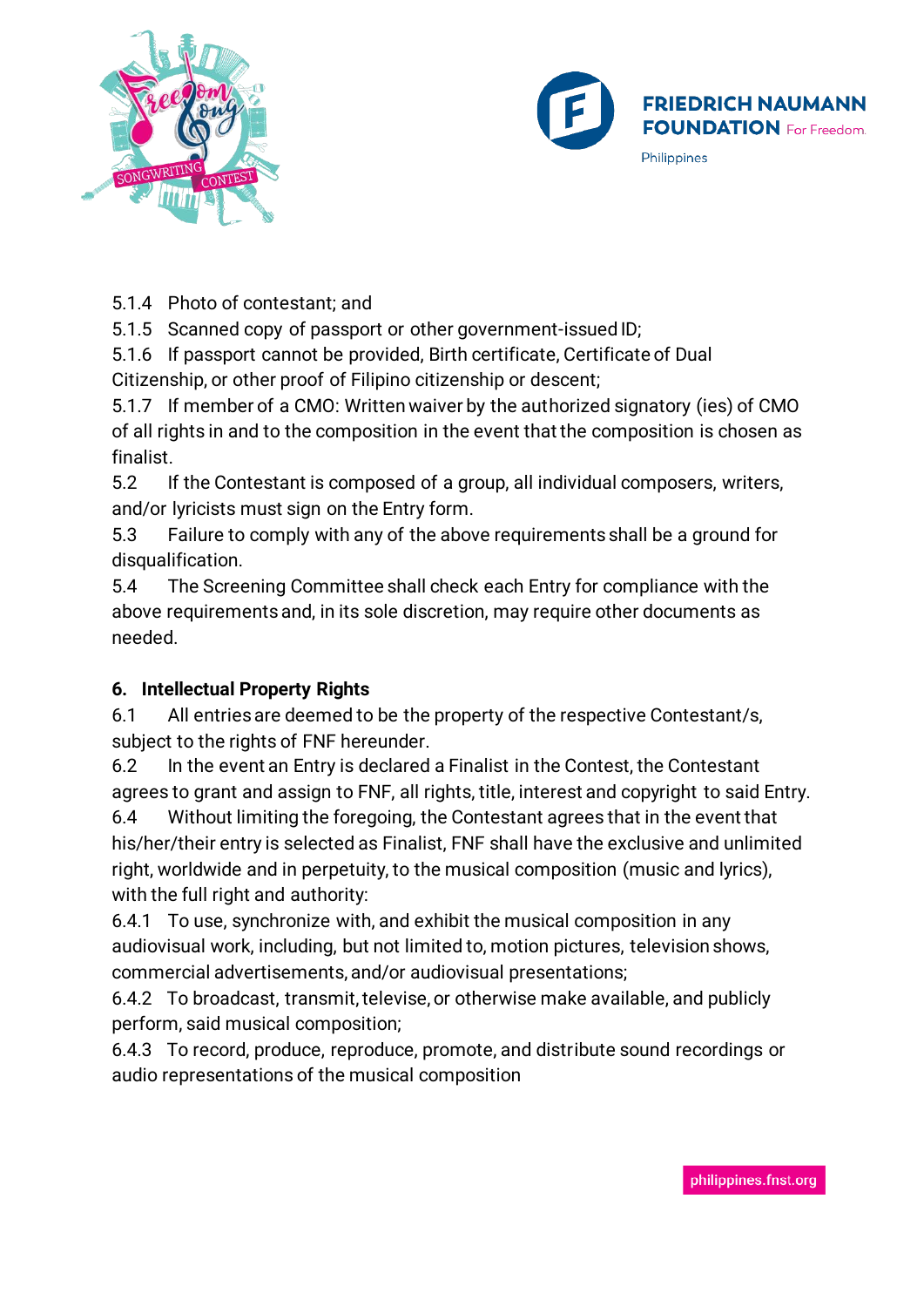5.1.4 Photo of contestant; and

5.1.5 Scanned copy of passport or other government-issued ID;

5.1.6 If passport cannot be provided, Birth certificate, Certificate of Dual Citizenship, or other proof of Filipino citizenship or descent;

5.1.7 If member of a CMO: Written waiver by the authorized signatory (ies) of CMO of all rights in and to the composition in the event that the composition is chosen as finalist.

5.2 If the Contestant is composed of a group, all individual composers, writers, and/or lyricists must sign on the Entry form.

5.3 Failure to comply with any of the above requirements shall be a ground for disqualification.

5.4 The Screening Committee shall check each Entry for compliance with the above requirements and, in its sole discretion, may require other documents as needed.

**6. Intellectual Property Rights**

6.1 All entries are deemed to be the property of the respective Contestant/s, subject to the rights of FNF hereunder.

6.2 In the event an Entry is declared a Finalist in the Contest, the Contestant agrees to grant and assign to FNF, all rights, title, interest and copyright to said Entry.

6.4 Without limiting the foregoing, the Contestant agrees that in the event that his/her/their entry is selected as Finalist, FNF shall have the exclusive and unlimited right, worldwide and in perpetuity, to the musical composition (music and lyrics), with the full right and authority:

6.4.1 To use, synchronize with, and exhibit the musical composition in any audiovisual work, including, but not limited to, motion pictures, television shows, commercial advertisements, and/or audiovisual presentations;

6.4.2 To broadcast, transmit, televise, or otherwise make available, and publicly perform, said musical composition;

6.4.3 To record, produce, reproduce, promote, and distribute sound recordings or audio representations of the musical composition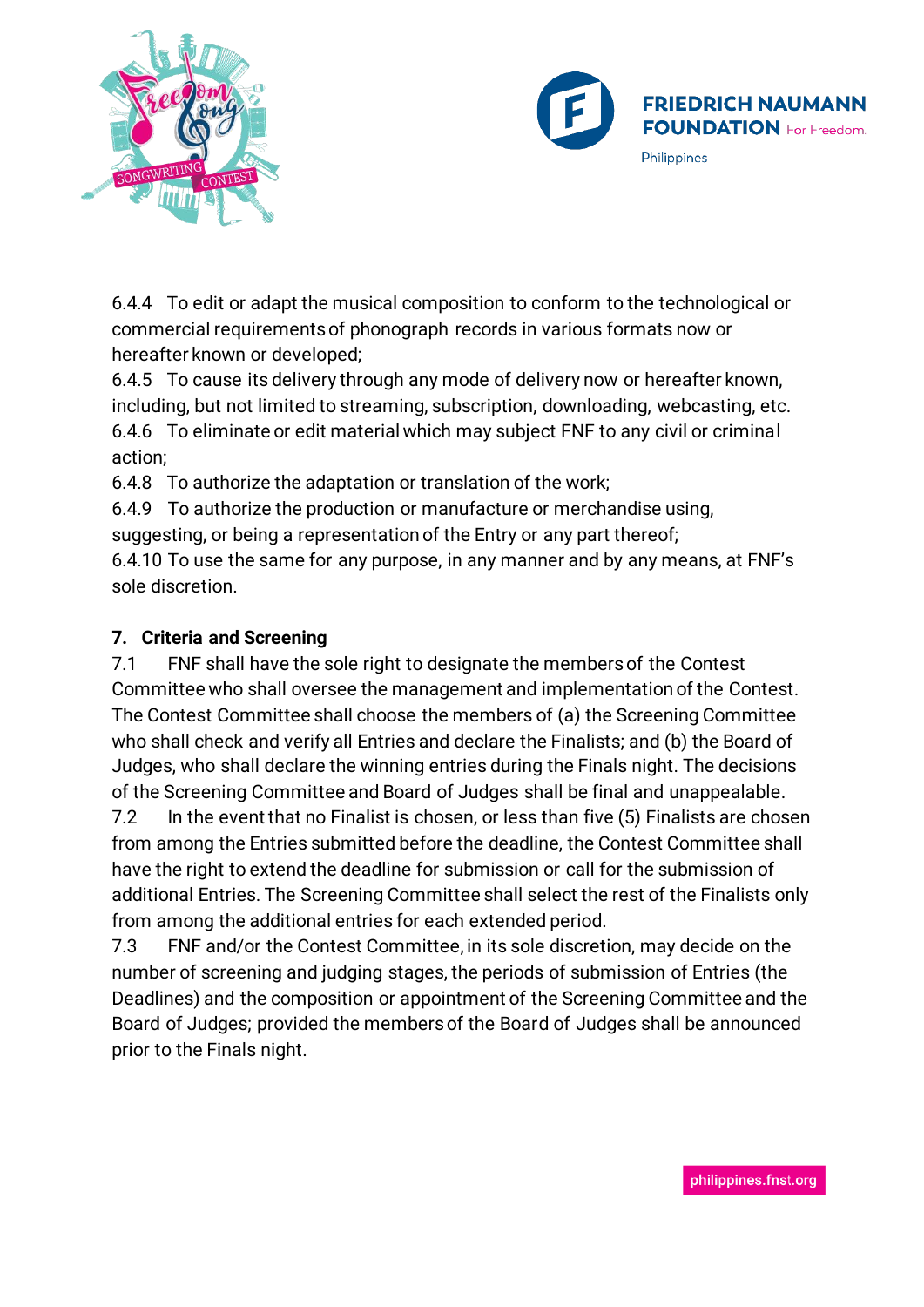6.4.4 To edit or adapt the musical composition to conform to the technological or commercial requirements of phonograph records in various formats now or hereafter known or developed;
6.4.5 To cause its delivery through any mode of delivery now or hereafter known, including, but not limited to streaming, subscription, downloading, webcasting, etc.
6.4.6 To eliminate or edit material which may subject FNF to any civil or criminal action;
6.4.8 To authorize the adaptation or translation of the work;
6.4.9 To authorize the production or manufacture or merchandise using, suggesting, or being a representation of the Entry or any part thereof;
6.4.10 To use the same for any purpose, in any manner and by any means, at FNF's sole discretion.

## 7. Criteria and Screening

7.1 FNF shall have the sole right to designate the members of the Contest Committee who shall oversee the management and implementation of the Contest. The Contest Committee shall choose the members of (a) the Screening Committee who shall check and verify all Entries and declare the Finalists; and (b) the Board of Judges, who shall declare the winning entries during the Finals night. The decisions of the Screening Committee and Board of Judges shall be final and unappealable.

7.2 In the event that no Finalist is chosen, or less than five (5) Finalists are chosen from among the Entries submitted before the deadline, the Contest Committee shall have the right to extend the deadline for submission or call for the submission of additional Entries. The Screening Committee shall select the rest of the Finalists only from among the additional entries for each extended period.

7.3 FNF and/or the Contest Committee, in its sole discretion, may decide on the number of screening and judging stages, the periods of submission of Entries (the Deadlines) and the composition or appointment of the Screening Committee and the Board of Judges; provided the members of the Board of Judges shall be announced prior to the Finals night.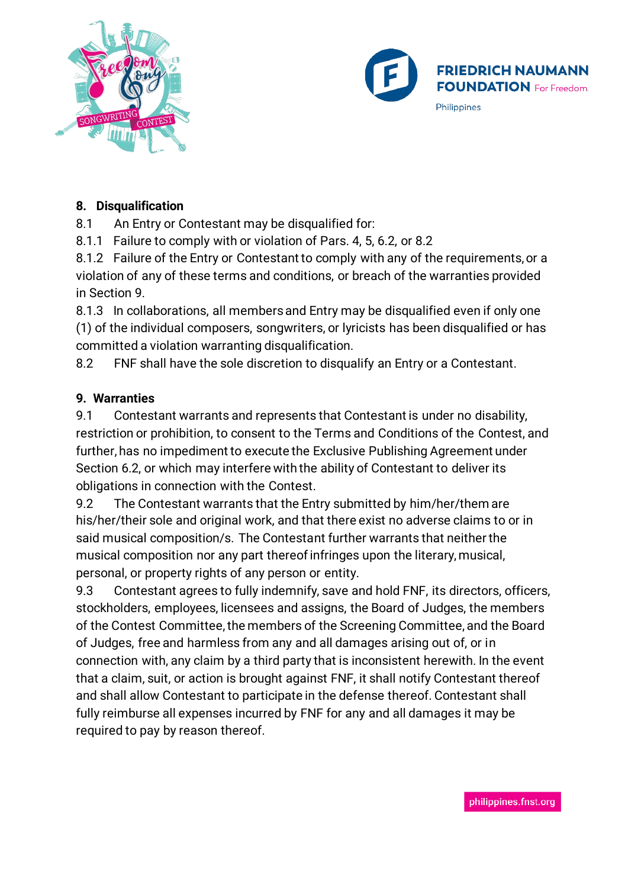## 8. Disqualification

8.1 An Entry or Contestant may be disqualified for:

8.1.1 Failure to comply with or violation of Pars. 4, 5, 6.2, or 8.2

8.1.2 Failure of the Entry or Contestant to comply with any of the requirements, or a violation of any of these terms and conditions, or breach of the warranties provided in Section 9.

8.1.3 In collaborations, all members and Entry may be disqualified even if only one (1) of the individual composers, songwriters, or lyricists has been disqualified or has committed a violation warranting disqualification.

8.2 FNF shall have the sole discretion to disqualify an Entry or a Contestant.

## 9. Warranties

9.1 Contestant warrants and represents that Contestant is under no disability, restriction or prohibition, to consent to the Terms and Conditions of the Contest, and further, has no impediment to execute the Exclusive Publishing Agreement under Section 6.2, or which may interfere with the ability of Contestant to deliver its obligations in connection with the Contest.

9.2 The Contestant warrants that the Entry submitted by him/her/them are his/her/their sole and original work, and that there exist no adverse claims to or in said musical composition/s. The Contestant further warrants that neither the musical composition nor any part thereof infringes upon the literary, musical, personal, or property rights of any person or entity.

9.3 Contestant agrees to fully indemnify, save and hold FNF, its directors, officers, stockholders, employees, licensees and assigns, the Board of Judges, the members of the Contest Committee, the members of the Screening Committee, and the Board of Judges, free and harmless from any and all damages arising out of, or in connection with, any claim by a third party that is inconsistent herewith. In the event that a claim, suit, or action is brought against FNF, it shall notify Contestant thereof and shall allow Contestant to participate in the defense thereof. Contestant shall fully reimburse all expenses incurred by FNF for any and all damages it may be required to pay by reason thereof.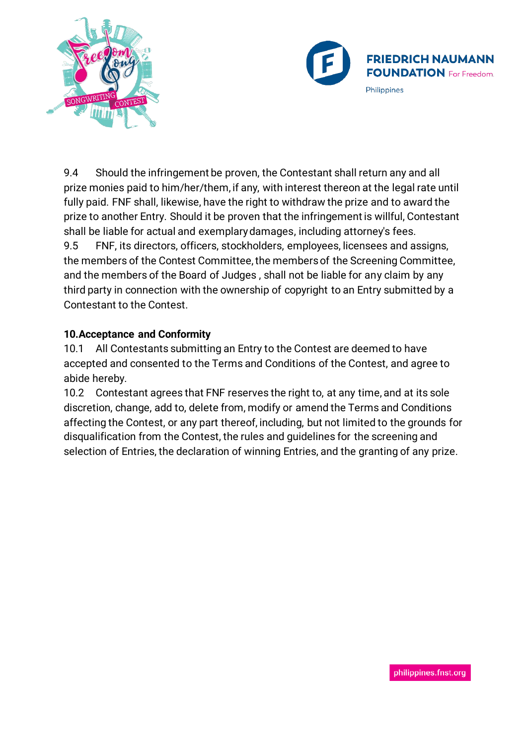9.4 Should the infringement be proven, the Contestant shall return any and all prize monies paid to him/her/them, if any, with interest thereon at the legal rate until fully paid. FNF shall, likewise, have the right to withdraw the prize and to award the prize to another Entry. Should it be proven that the infringement is willful, Contestant shall be liable for actual and exemplary damages, including attorney's fees.

9.5 FNF, its directors, officers, stockholders, employees, licensees and assigns, the members of the Contest Committee, the members of the Screening Committee, and the members of the Board of Judges , shall not be liable for any claim by any third party in connection with the ownership of copyright to an Entry submitted by a Contestant to the Contest.

**10.Acceptance and Conformity**

10.1 All Contestants submitting an Entry to the Contest are deemed to have accepted and consented to the Terms and Conditions of the Contest, and agree to abide hereby.

10.2 Contestant agrees that FNF reserves the right to, at any time, and at its sole discretion, change, add to, delete from, modify or amend the Terms and Conditions affecting the Contest, or any part thereof, including, but not limited to the grounds for disqualification from the Contest, the rules and guidelines for the screening and selection of Entries, the declaration of winning Entries, and the granting of any prize.